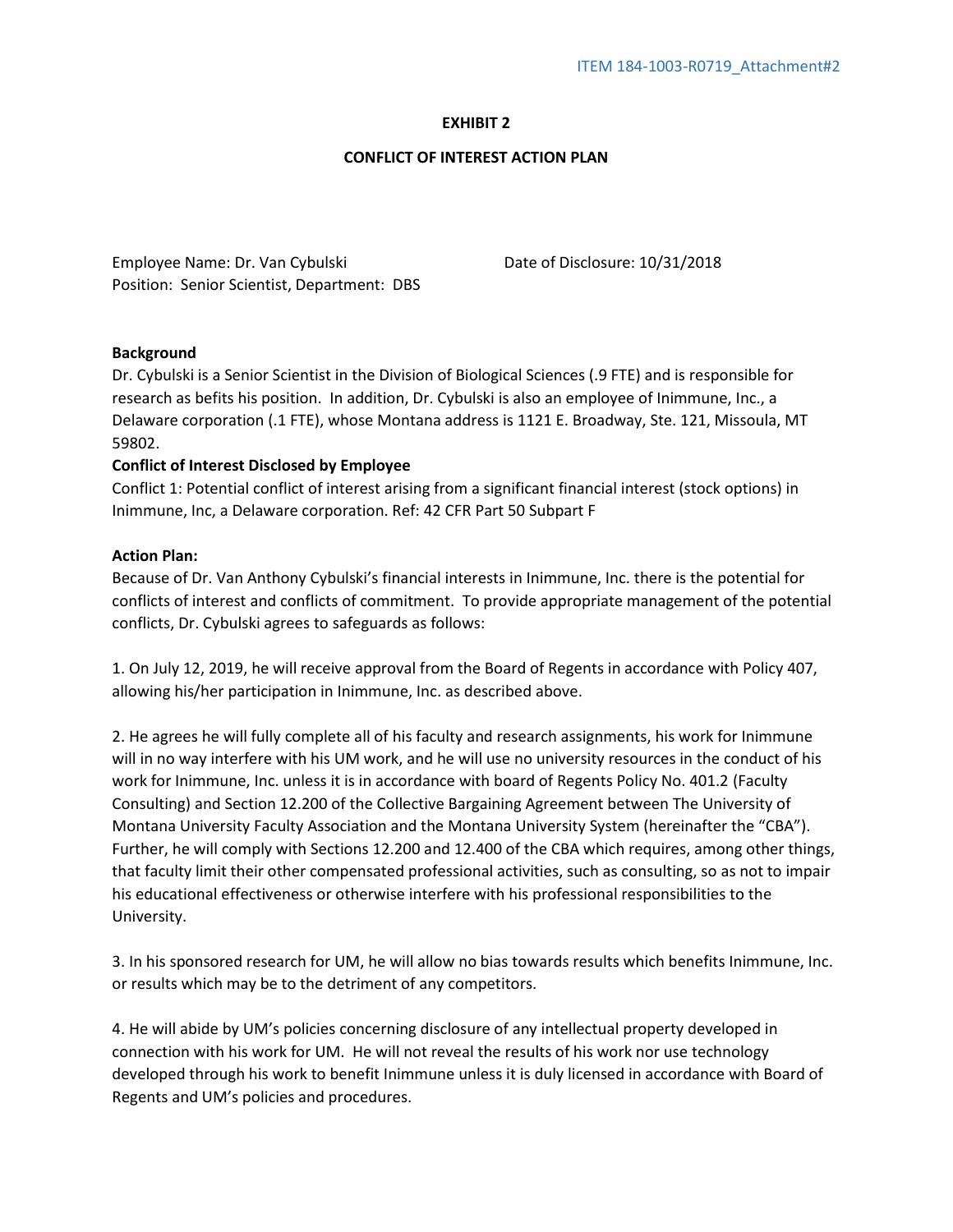ITEM 184-1003-R0719_Attachment#2

**EXHIBIT 2**

**CONFLICT OF INTEREST ACTION PLAN**

Employee Name: Dr. Van Cybulski  
Date of Disclosure: 10/31/2018  
Position: Senior Scientist, Department: DBS

**Background**

Dr. Cybulski is a Senior Scientist in the Division of Biological Sciences (.9 FTE) and is responsible for research as befits his position. In addition, Dr. Cybulski is also an employee of Inimmune, Inc., a Delaware corporation (.1 FTE), whose Montana address is 1121 E. Broadway, Ste. 121, Missoula, MT 59802.

**Conflict of Interest Disclosed by Employee**

Conflict 1: Potential conflict of interest arising from a significant financial interest (stock options) in Inimmune, Inc, a Delaware corporation. Ref: 42 CFR Part 50 Subpart F

**Action Plan:**

Because of Dr. Van Anthony Cybulski's financial interests in Inimmune, Inc. there is the potential for conflicts of interest and conflicts of commitment. To provide appropriate management of the potential conflicts, Dr. Cybulski agrees to safeguards as follows:

1. On July 12, 2019, he will receive approval from the Board of Regents in accordance with Policy 407, allowing his/her participation in Inimmune, Inc. as described above.

2. He agrees he will fully complete all of his faculty and research assignments, his work for Inimmune will in no way interfere with his UM work, and he will use no university resources in the conduct of his work for Inimmune, Inc. unless it is in accordance with board of Regents Policy No. 401.2 (Faculty Consulting) and Section 12.200 of the Collective Bargaining Agreement between The University of Montana University Faculty Association and the Montana University System (hereinafter the "CBA"). Further, he will comply with Sections 12.200 and 12.400 of the CBA which requires, among other things, that faculty limit their other compensated professional activities, such as consulting, so as not to impair his educational effectiveness or otherwise interfere with his professional responsibilities to the University.

3. In his sponsored research for UM, he will allow no bias towards results which benefits Inimmune, Inc. or results which may be to the detriment of any competitors.

4. He will abide by UM's policies concerning disclosure of any intellectual property developed in connection with his work for UM. He will not reveal the results of his work nor use technology developed through his work to benefit Inimmune unless it is duly licensed in accordance with Board of Regents and UM's policies and procedures.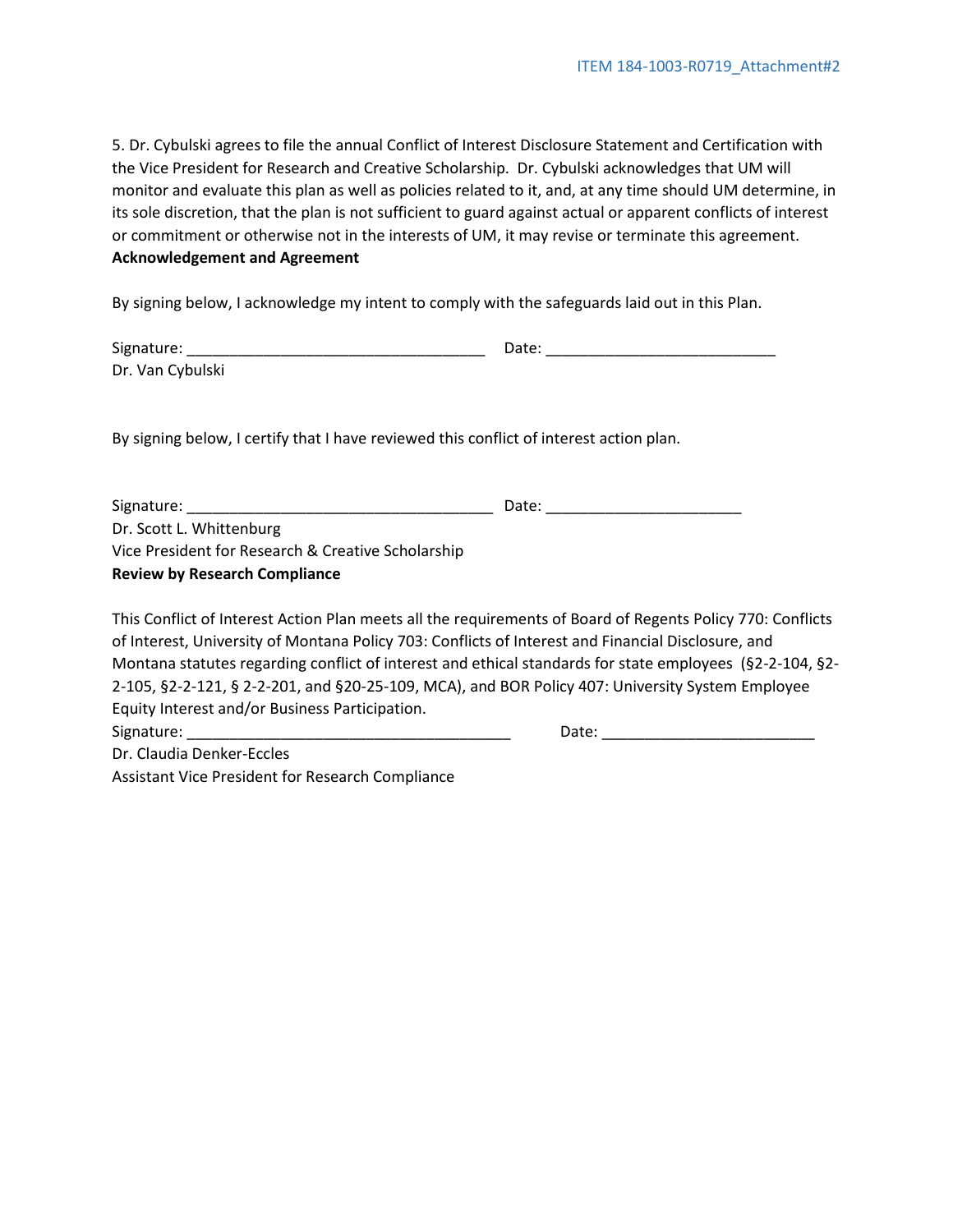5. Dr. Cybulski agrees to file the annual Conflict of Interest Disclosure Statement and Certification with the Vice President for Research and Creative Scholarship. Dr. Cybulski acknowledges that UM will monitor and evaluate this plan as well as policies related to it, and, at any time should UM determine, in its sole discretion, that the plan is not sufficient to guard against actual or apparent conflicts of interest or commitment or otherwise not in the interests of UM, it may revise or terminate this agreement.

**Acknowledgement and Agreement**

By signing below, I acknowledge my intent to comply with the safeguards laid out in this Plan.

Signature: ___________________________________ Date: ___________________________

Dr. Van Cybulski

By signing below, I certify that I have reviewed this conflict of interest action plan.

Signature: ____________________________________ Date: _______________________

Dr. Scott L. Whittenburg

Vice President for Research & Creative Scholarship

**Review by Research Compliance**

This Conflict of Interest Action Plan meets all the requirements of Board of Regents Policy 770: Conflicts of Interest, University of Montana Policy 703: Conflicts of Interest and Financial Disclosure, and Montana statutes regarding conflict of interest and ethical standards for state employees (§2-2-104, §2-2-105, §2-2-121, § 2-2-201, and §20-25-109, MCA), and BOR Policy 407: University System Employee Equity Interest and/or Business Participation.

Signature: ______________________________________ Date: _________________________

Dr. Claudia Denker-Eccles

Assistant Vice President for Research Compliance